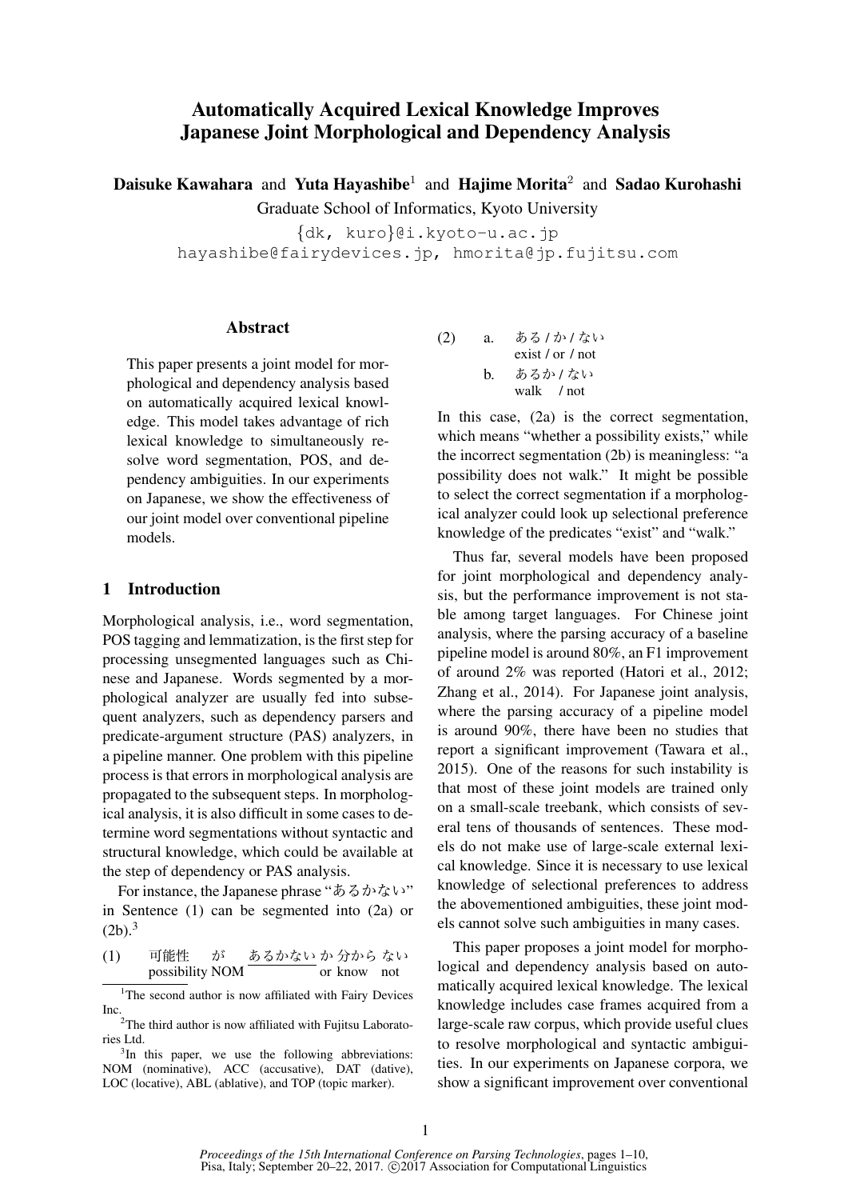# Automatically Acquired Lexical Knowledge Improves Japanese Joint Morphological and Dependency Analysis

**Daisuke Kawahara** and **Yuta Hayashibe**[1] and **Hajime Morita**[2] and **Sadao Kurohashi**

Graduate School of Informatics, Kyoto University

{dk, kuro}@i.kyoto-u.ac.jp

hayashibe@fairydevices.jp, hmorita@jp.fujitsu.com

## Abstract

This paper presents a joint model for morphological and dependency analysis based on automatically acquired lexical knowledge. This model takes advantage of rich lexical knowledge to simultaneously resolve word segmentation, POS, and dependency ambiguities. In our experiments on Japanese, we show the effectiveness of our joint model over conventional pipeline models.

## 1 Introduction

Morphological analysis, i.e., word segmentation, POS tagging and lemmatization, is the first step for processing unsegmented languages such as Chinese and Japanese. Words segmented by a morphological analyzer are usually fed into subsequent analyzers, such as dependency parsers and predicate-argument structure (PAS) analyzers, in a pipeline manner. One problem with this pipeline process is that errors in morphological analysis are propagated to the subsequent steps. In morphological analysis, it is also difficult in some cases to determine word segmentations without syntactic and structural knowledge, which could be available at the step of dependency or PAS analysis.

For instance, the Japanese phrase "あるかない" in Sentence (1) can be segmented into (2a) or (2b).[3]

(1) 可能性 が あるかない か 分から ない
possibility NOM ___ or know not

(2) a. ある / か / ない
exist / or / not

b. あるか / ない
walk / not

In this case, (2a) is the correct segmentation, which means "whether a possibility exists," while the incorrect segmentation (2b) is meaningless: "a possibility does not walk." It might be possible to select the correct segmentation if a morphological analyzer could look up selectional preference knowledge of the predicates "exist" and "walk."

Thus far, several models have been proposed for joint morphological and dependency analysis, but the performance improvement is not stable among target languages. For Chinese joint analysis, where the parsing accuracy of a baseline pipeline model is around 80%, an F1 improvement of around 2% was reported (Hatori et al., 2012; Zhang et al., 2014). For Japanese joint analysis, where the parsing accuracy of a pipeline model is around 90%, there have been no studies that report a significant improvement (Tawara et al., 2015). One of the reasons for such instability is that most of these joint models are trained only on a small-scale treebank, which consists of several tens of thousands of sentences. These models do not make use of large-scale external lexical knowledge. Since it is necessary to use lexical knowledge of selectional preferences to address the abovementioned ambiguities, these joint models cannot solve such ambiguities in many cases.

This paper proposes a joint model for morphological and dependency analysis based on automatically acquired lexical knowledge. The lexical knowledge includes case frames acquired from a large-scale raw corpus, which provide useful clues to resolve morphological and syntactic ambiguities. In our experiments on Japanese corpora, we show a significant improvement over conventional

---

[1] The second author is now affiliated with Fairy Devices Inc.

[2] The third author is now affiliated with Fujitsu Laboratories Ltd.

[3] In this paper, we use the following abbreviations: NOM (nominative), ACC (accusative), DAT (dative), LOC (locative), ABL (ablative), and TOP (topic marker).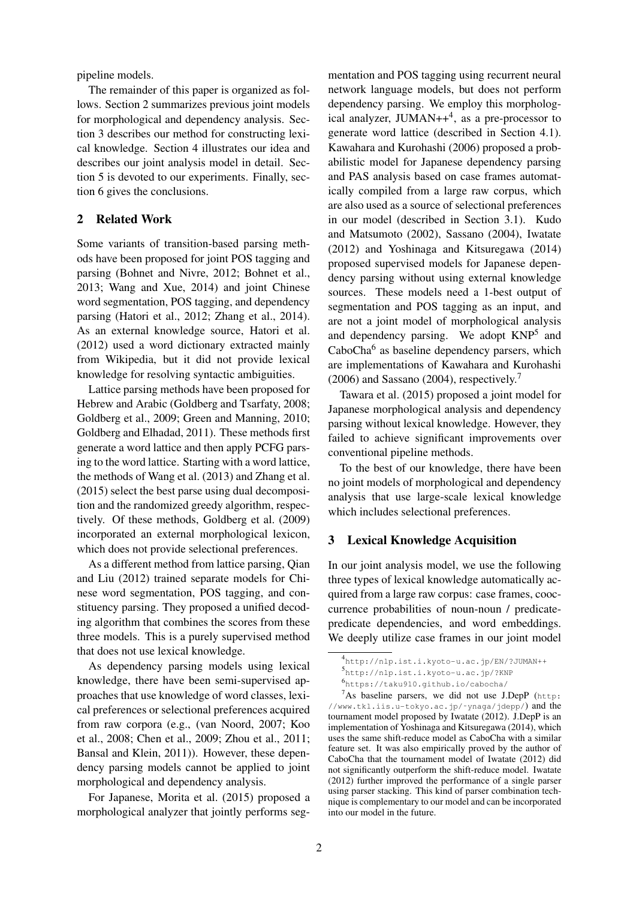pipeline models.

The remainder of this paper is organized as follows. Section 2 summarizes previous joint models for morphological and dependency analysis. Section 3 describes our method for constructing lexical knowledge. Section 4 illustrates our idea and describes our joint analysis model in detail. Section 5 is devoted to our experiments. Finally, section 6 gives the conclusions.

## 2 Related Work

Some variants of transition-based parsing methods have been proposed for joint POS tagging and parsing (Bohnet and Nivre, 2012; Bohnet et al., 2013; Wang and Xue, 2014) and joint Chinese word segmentation, POS tagging, and dependency parsing (Hatori et al., 2012; Zhang et al., 2014). As an external knowledge source, Hatori et al. (2012) used a word dictionary extracted mainly from Wikipedia, but it did not provide lexical knowledge for resolving syntactic ambiguities.

Lattice parsing methods have been proposed for Hebrew and Arabic (Goldberg and Tsarfaty, 2008; Goldberg et al., 2009; Green and Manning, 2010; Goldberg and Elhadad, 2011). These methods first generate a word lattice and then apply PCFG parsing to the word lattice. Starting with a word lattice, the methods of Wang et al. (2013) and Zhang et al. (2015) select the best parse using dual decomposition and the randomized greedy algorithm, respectively. Of these methods, Goldberg et al. (2009) incorporated an external morphological lexicon, which does not provide selectional preferences.

As a different method from lattice parsing, Qian and Liu (2012) trained separate models for Chinese word segmentation, POS tagging, and constituency parsing. They proposed a unified decoding algorithm that combines the scores from these three models. This is a purely supervised method that does not use lexical knowledge.

As dependency parsing models using lexical knowledge, there have been semi-supervised approaches that use knowledge of word classes, lexical preferences or selectional preferences acquired from raw corpora (e.g., (van Noord, 2007; Koo et al., 2008; Chen et al., 2009; Zhou et al., 2011; Bansal and Klein, 2011)). However, these dependency parsing models cannot be applied to joint morphological and dependency analysis.

For Japanese, Morita et al. (2015) proposed a morphological analyzer that jointly performs segmentation and POS tagging using recurrent neural network language models, but does not perform dependency parsing. We employ this morphological analyzer, JUMAN++[4], as a pre-processor to generate word lattice (described in Section 4.1). Kawahara and Kurohashi (2006) proposed a probabilistic model for Japanese dependency parsing and PAS analysis based on case frames automatically compiled from a large raw corpus, which are also used as a source of selectional preferences in our model (described in Section 3.1). Kudo and Matsumoto (2002), Sassano (2004), Iwatate (2012) and Yoshinaga and Kitsuregawa (2014) proposed supervised models for Japanese dependency parsing without using external knowledge sources. These models need a 1-best output of segmentation and POS tagging as an input, and are not a joint model of morphological analysis and dependency parsing. We adopt KNP[5] and CaboCha[6] as baseline dependency parsers, which are implementations of Kawahara and Kurohashi (2006) and Sassano (2004), respectively.[7]

Tawara et al. (2015) proposed a joint model for Japanese morphological analysis and dependency parsing without lexical knowledge. However, they failed to achieve significant improvements over conventional pipeline methods.

To the best of our knowledge, there have been no joint models of morphological and dependency analysis that use large-scale lexical knowledge which includes selectional preferences.

## 3 Lexical Knowledge Acquisition

In our joint analysis model, we use the following three types of lexical knowledge automatically acquired from a large raw corpus: case frames, cooccurrence probabilities of noun-noun / predicate-predicate dependencies, and word embeddings. We deeply utilize case frames in our joint model

---

[4] http://nlp.ist.i.kyoto-u.ac.jp/EN/?JUMAN++

[5] http://nlp.ist.i.kyoto-u.ac.jp/?KNP

[6] https://taku910.github.io/cabocha/

[7] As baseline parsers, we did not use J.DepP (http://www.tkl.iis.u-tokyo.ac.jp/~ynaga/jdepp/) and the tournament model proposed by Iwatate (2012). J.DepP is an implementation of Yoshinaga and Kitsuregawa (2014), which uses the same shift-reduce model as CaboCha with a similar feature set. It was also empirically proved by the author of CaboCha that the tournament model of Iwatate (2012) did not significantly outperform the shift-reduce model. Iwatate (2012) further improved the performance of a single parser using parser stacking. This kind of parser combination technique is complementary to our model and can be incorporated into our model in the future.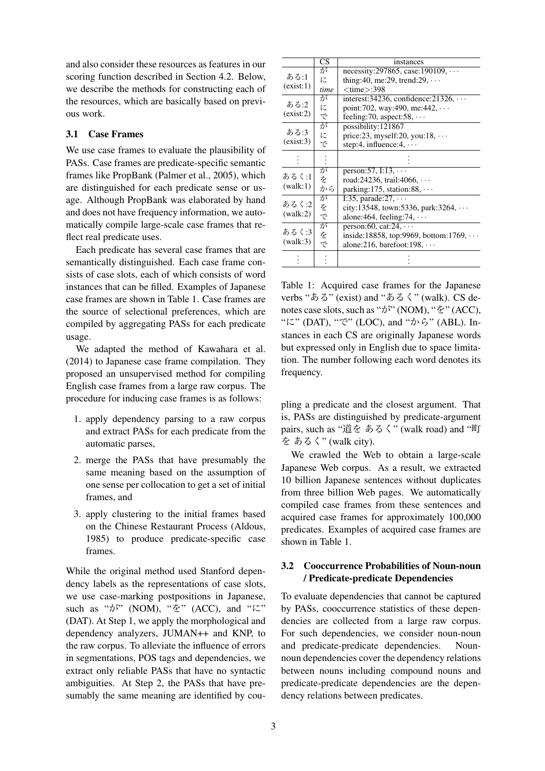and also consider these resources as features in our scoring function described in Section 4.2. Below, we describe the methods for constructing each of the resources, which are basically based on previous work.

### 3.1 Case Frames

We use case frames to evaluate the plausibility of PASs. Case frames are predicate-specific semantic frames like PropBank (Palmer et al., 2005), which are distinguished for each predicate sense or usage. Although PropBank was elaborated by hand and does not have frequency information, we automatically compile large-scale case frames that reflect real predicate uses.

Each predicate has several case frames that are semantically distinguished. Each case frame consists of case slots, each of which consists of word instances that can be filled. Examples of Japanese case frames are shown in Table 1. Case frames are the source of selectional preferences, which are compiled by aggregating PASs for each predicate usage.

We adapted the method of Kawahara et al. (2014) to Japanese case frame compilation. They proposed an unsupervised method for compiling English case frames from a large raw corpus. The procedure for inducing case frames is as follows:

1. apply dependency parsing to a raw corpus and extract PASs for each predicate from the automatic parses,
2. merge the PASs that have presumably the same meaning based on the assumption of one sense per collocation to get a set of initial frames, and
3. apply clustering to the initial frames based on the Chinese Restaurant Process (Aldous, 1985) to produce predicate-specific case frames.

While the original method used Stanford dependency labels as the representations of case slots, we use case-marking postpositions in Japanese, such as "が" (NOM), "を" (ACC), and "に" (DAT). At Step 1, we apply the morphological and dependency analyzers, JUMAN++ and KNP, to the raw corpus. To alleviate the influence of errors in segmentations, POS tags and dependencies, we extract only reliable PASs that have no syntactic ambiguities. At Step 2, the PASs that have presumably the same meaning are identified by coupling a predicate and the closest argument. That is, PASs are distinguished by predicate-argument pairs, such as "道を あるく" (walk road) and "町を あるく" (walk city).

| | CS | instances |
|---|---|---|
| ある:1 (exist:1) | が | necessity:297865, case:190109, ··· |
| | に | thing:40, me:29, trend:29, ··· |
| | *time* | <time>:398 |
| ある:2 (exist:2) | が | interest:34236, confidence:21326, ··· |
| | に | point:702, way:490, me:442, ··· |
| | で | feeling:70, aspect:58, ··· |
| ある:3 (exist:3) | が | possibility:121867 |
| | に | price:23, myself:20, you:18, ··· |
| | で | step:4, influence:4, ··· |
| ⋮ | ⋮ | ⋮ |
| あるく:1 (walk:1) | が | person:57, I:13, ··· |
| | を | road:24236, trail:4066, ··· |
| | から | parking:175, station:88, ··· |
| あるく:2 (walk:2) | が | I:35, parade:27, ··· |
| | を | city:13548, town:5336, park:3264, ··· |
| | で | alone:464, feeling:74, ··· |
| あるく:3 (walk:3) | が | person:60, cat:24, ··· |
| | を | inside:18858, top:9969, bottom:1769, ··· |
| | で | alone:216, barefoot:198, ··· |
| ⋮ | ⋮ | ⋮ |

Table 1: Acquired case frames for the Japanese verbs "ある" (exist) and "あるく" (walk). CS denotes case slots, such as "が" (NOM), "を" (ACC), "に" (DAT), "で" (LOC), and "から" (ABL). Instances in each CS are originally Japanese words but expressed only in English due to space limitation. The number following each word denotes its frequency.

We crawled the Web to obtain a large-scale Japanese Web corpus. As a result, we extracted 10 billion Japanese sentences without duplicates from three billion Web pages. We automatically compiled case frames from these sentences and acquired case frames for approximately 100,000 predicates. Examples of acquired case frames are shown in Table 1.

### 3.2 Cooccurrence Probabilities of Noun-noun / Predicate-predicate Dependencies

To evaluate dependencies that cannot be captured by PASs, cooccurrence statistics of these dependencies are collected from a large raw corpus. For such dependencies, we consider noun-noun and predicate-predicate dependencies. Noun-noun dependencies cover the dependency relations between nouns including compound nouns and predicate-predicate dependencies are the dependency relations between predicates.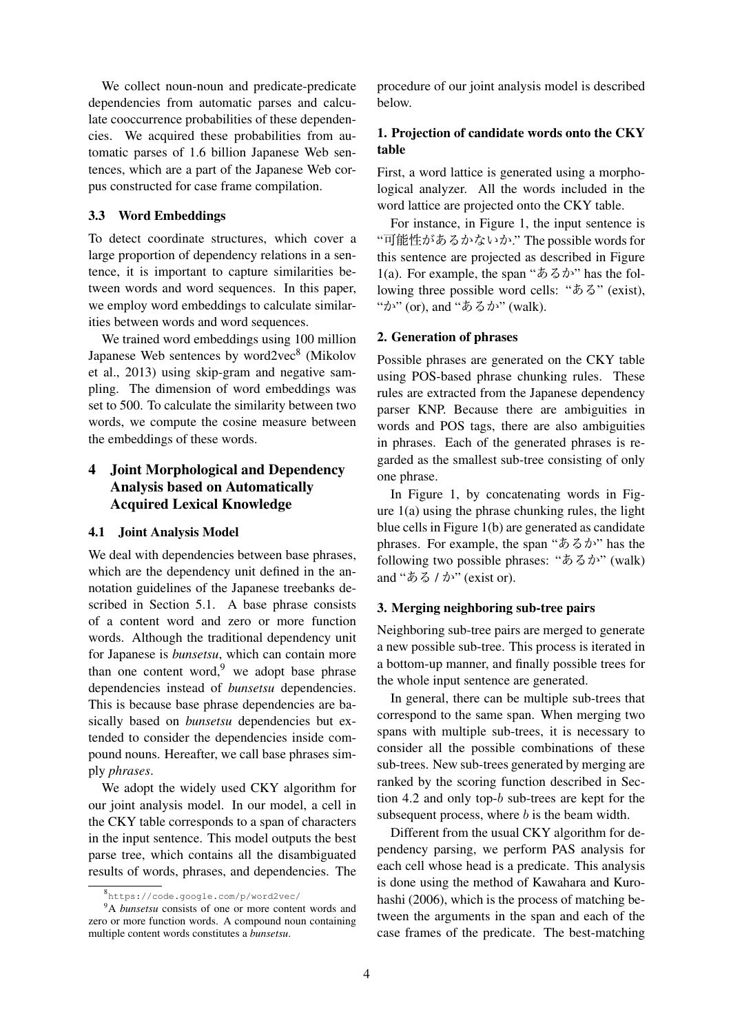We collect noun-noun and predicate-predicate dependencies from automatic parses and calculate cooccurrence probabilities of these dependencies. We acquired these probabilities from automatic parses of 1.6 billion Japanese Web sentences, which are a part of the Japanese Web corpus constructed for case frame compilation.

### 3.3 Word Embeddings

To detect coordinate structures, which cover a large proportion of dependency relations in a sentence, it is important to capture similarities between words and word sequences. In this paper, we employ word embeddings to calculate similarities between words and word sequences.

We trained word embeddings using 100 million Japanese Web sentences by word2vec[8] (Mikolov et al., 2013) using skip-gram and negative sampling. The dimension of word embeddings was set to 500. To calculate the similarity between two words, we compute the cosine measure between the embeddings of these words.

## 4 Joint Morphological and Dependency Analysis based on Automatically Acquired Lexical Knowledge

### 4.1 Joint Analysis Model

We deal with dependencies between base phrases, which are the dependency unit defined in the annotation guidelines of the Japanese treebanks described in Section 5.1. A base phrase consists of a content word and zero or more function words. Although the traditional dependency unit for Japanese is *bunsetsu*, which can contain more than one content word,[9] we adopt base phrase dependencies instead of *bunsetsu* dependencies. This is because base phrase dependencies are basically based on *bunsetsu* dependencies but extended to consider the dependencies inside compound nouns. Hereafter, we call base phrases simply *phrases*.

We adopt the widely used CKY algorithm for our joint analysis model. In our model, a cell in the CKY table corresponds to a span of characters in the input sentence. This model outputs the best parse tree, which contains all the disambiguated results of words, phrases, and dependencies. The procedure of our joint analysis model is described below.

**1. Projection of candidate words onto the CKY table**

First, a word lattice is generated using a morphological analyzer. All the words included in the word lattice are projected onto the CKY table.

For instance, in Figure 1, the input sentence is "可能性があるかないか." The possible words for this sentence are projected as described in Figure 1(a). For example, the span "あるか" has the following three possible word cells: "ある" (exist), "か" (or), and "あるか" (walk).

**2. Generation of phrases**

Possible phrases are generated on the CKY table using POS-based phrase chunking rules. These rules are extracted from the Japanese dependency parser KNP. Because there are ambiguities in words and POS tags, there are also ambiguities in phrases. Each of the generated phrases is regarded as the smallest sub-tree consisting of only one phrase.

In Figure 1, by concatenating words in Figure 1(a) using the phrase chunking rules, the light blue cells in Figure 1(b) are generated as candidate phrases. For example, the span "あるか" has the following two possible phrases: "あるか" (walk) and "ある / か" (exist or).

**3. Merging neighboring sub-tree pairs**

Neighboring sub-tree pairs are merged to generate a new possible sub-tree. This process is iterated in a bottom-up manner, and finally possible trees for the whole input sentence are generated.

In general, there can be multiple sub-trees that correspond to the same span. When merging two spans with multiple sub-trees, it is necessary to consider all the possible combinations of these sub-trees. New sub-trees generated by merging are ranked by the scoring function described in Section 4.2 and only top-$b$ sub-trees are kept for the subsequent process, where $b$ is the beam width.

Different from the usual CKY algorithm for dependency parsing, we perform PAS analysis for each cell whose head is a predicate. This analysis is done using the method of Kawahara and Kurohashi (2006), which is the process of matching between the arguments in the span and each of the case frames of the predicate. The best-matching

[8] https://code.google.com/p/word2vec/

[9] A *bunsetsu* consists of one or more content words and zero or more function words. A compound noun containing multiple content words constitutes a *bunsetsu*.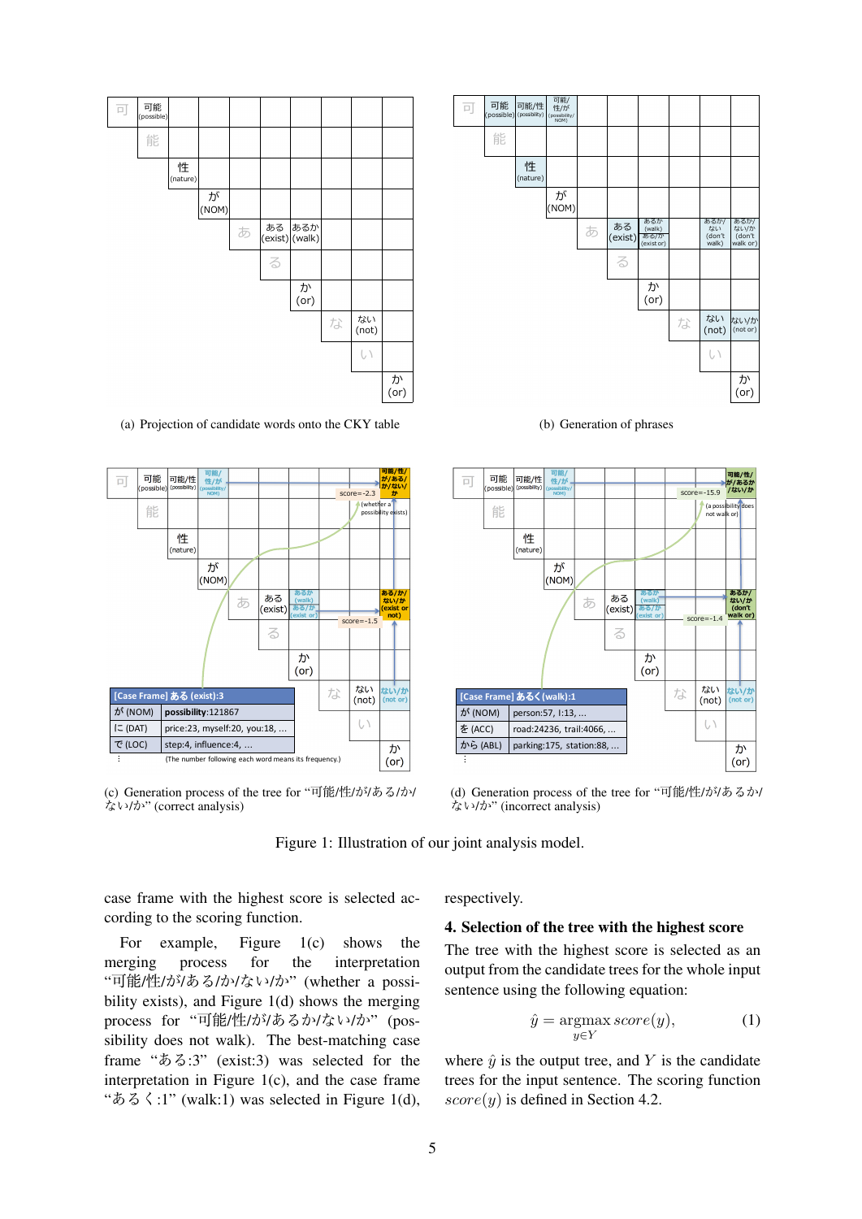(a) Projection of candidate words onto the CKY table

(b) Generation of phrases

(c) Generation process of the tree for “可能/性/が/ある/か/ない/か” (correct analysis)

(d) Generation process of the tree for “可能/性/が/あるか/ない/か” (incorrect analysis)

Figure 1: Illustration of our joint analysis model.

case frame with the highest score is selected according to the scoring function.

For example, Figure 1(c) shows the merging process for the interpretation “可能/性/が/ある/か/ない/か” (whether a possibility exists), and Figure 1(d) shows the merging process for “可能/性/が/あるか/ない/か” (possibility does not walk). The best-matching case frame “ある:3” (exist:3) was selected for the interpretation in Figure 1(c), and the case frame “あるく:1” (walk:1) was selected in Figure 1(d), respectively.

## 4. Selection of the tree with the highest score

The tree with the highest score is selected as an output from the candidate trees for the whole input sentence using the following equation:

$$\hat{y} = \operatorname*{argmax}_{y \in Y} score(y), \qquad (1)$$

where $\hat{y}$ is the output tree, and $Y$ is the candidate trees for the input sentence. The scoring function $score(y)$ is defined in Section 4.2.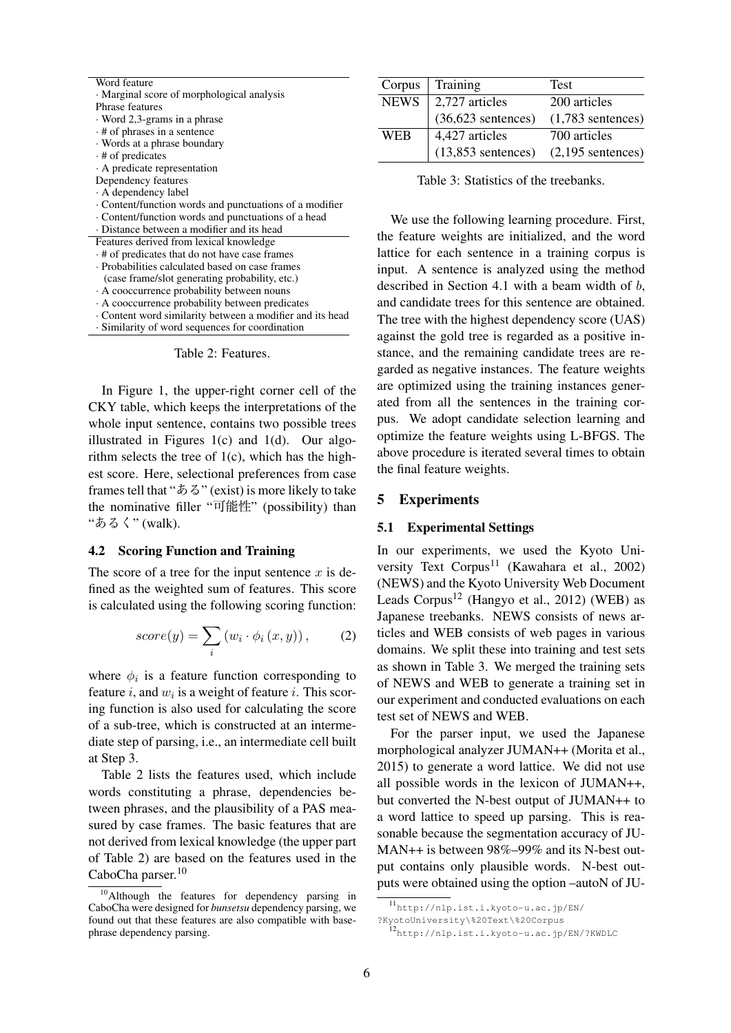| Word feature |
|---|
| · Marginal score of morphological analysis |
| Phrase features |
| · Word 2,3-grams in a phrase |
| · # of phrases in a sentence |
| · Words at a phrase boundary |
| · # of predicates |
| · A predicate representation |
| Dependency features |
| · A dependency label |
| · Content/function words and punctuations of a modifier |
| · Content/function words and punctuations of a head |
| · Distance between a modifier and its head |
| Features derived from lexical knowledge |
| · # of predicates that do not have case frames |
| · Probabilities calculated based on case frames (case frame/slot generating probability, etc.) |
| · A cooccurrence probability between nouns |
| · A cooccurrence probability between predicates |
| · Content word similarity between a modifier and its head |
| · Similarity of word sequences for coordination |

Table 2: Features.

In Figure 1, the upper-right corner cell of the CKY table, which keeps the interpretations of the whole input sentence, contains two possible trees illustrated in Figures 1(c) and 1(d). Our algorithm selects the tree of 1(c), which has the highest score. Here, selectional preferences from case frames tell that "ある" (exist) is more likely to take the nominative filler "可能性" (possibility) than "あるく" (walk).

### 4.2 Scoring Function and Training

The score of a tree for the input sentence $x$ is defined as the weighted sum of features. This score is calculated using the following scoring function:

$$score(y) = \sum_{i} \left( w_i \cdot \phi_i \left( x, y \right) \right), \qquad (2)$$

where $\phi_i$ is a feature function corresponding to feature $i$, and $w_i$ is a weight of feature $i$. This scoring function is also used for calculating the score of a sub-tree, which is constructed at an intermediate step of parsing, i.e., an intermediate cell built at Step 3.

Table 2 lists the features used, which include words constituting a phrase, dependencies between phrases, and the plausibility of a PAS measured by case frames. The basic features that are not derived from lexical knowledge (the upper part of Table 2) are based on the features used in the CaboCha parser.[10]

[10] Although the features for dependency parsing in CaboCha were designed for *bunsetsu* dependency parsing, we found out that these features are also compatible with base-phrase dependency parsing.

| Corpus | Training | Test |
|---|---|---|
| NEWS | 2,727 articles (36,623 sentences) | 200 articles (1,783 sentences) |
| WEB | 4,427 articles (13,853 sentences) | 700 articles (2,195 sentences) |

Table 3: Statistics of the treebanks.

We use the following learning procedure. First, the feature weights are initialized, and the word lattice for each sentence in a training corpus is input. A sentence is analyzed using the method described in Section 4.1 with a beam width of $b$, and candidate trees for this sentence are obtained. The tree with the highest dependency score (UAS) against the gold tree is regarded as a positive instance, and the remaining candidate trees are regarded as negative instances. The feature weights are optimized using the training instances generated from all the sentences in the training corpus. We adopt candidate selection learning and optimize the feature weights using L-BFGS. The above procedure is iterated several times to obtain the final feature weights.

## 5 Experiments

### 5.1 Experimental Settings

In our experiments, we used the Kyoto University Text Corpus[11] (Kawahara et al., 2002) (NEWS) and the Kyoto University Web Document Leads Corpus[12] (Hangyo et al., 2012) (WEB) as Japanese treebanks. NEWS consists of news articles and WEB consists of web pages in various domains. We split these into training and test sets as shown in Table 3. We merged the training sets of NEWS and WEB to generate a training set in our experiment and conducted evaluations on each test set of NEWS and WEB.

For the parser input, we used the Japanese morphological analyzer JUMAN++ (Morita et al., 2015) to generate a word lattice. We did not use all possible words in the lexicon of JUMAN++, but converted the N-best output of JUMAN++ to a word lattice to speed up parsing. This is reasonable because the segmentation accuracy of JUMAN++ is between 98%–99% and its N-best output contains only plausible words. N-best outputs were obtained using the option –autoN of JU-

[11] http://nlp.ist.i.kyoto-u.ac.jp/EN/?KyotoUniversity\%20Text\%20Corpus

[12] http://nlp.ist.i.kyoto-u.ac.jp/EN/?KWDLC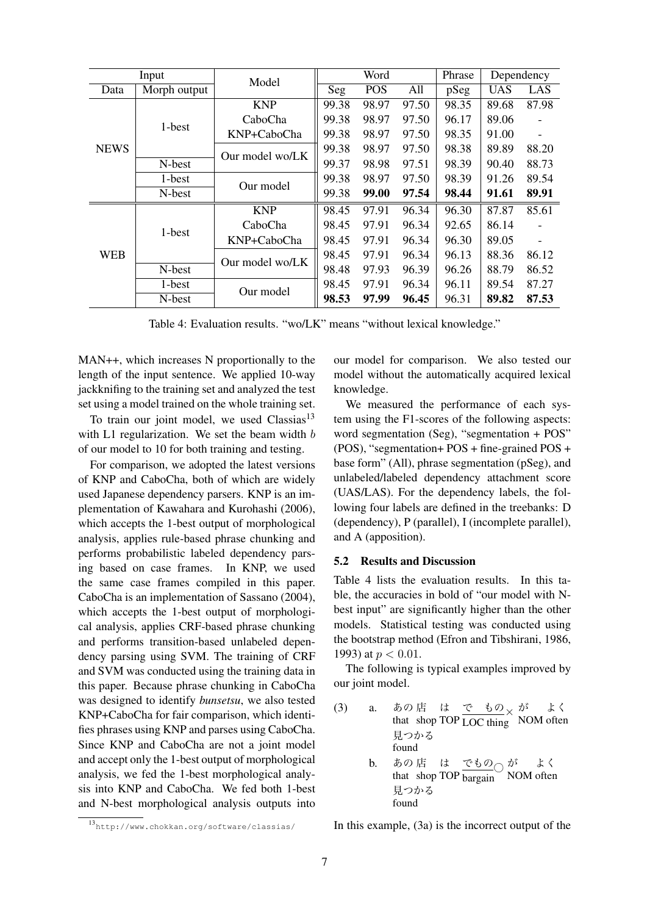| Input | | Model | Word | | | Phrase | Dependency | |
|---|---|---|---|---|---|---|---|---|
| Data | Morph output | | Seg | POS | All | pSeg | UAS | LAS |
| NEWS | 1-best | KNP | 99.38 | 98.97 | 97.50 | 98.35 | 89.68 | 87.98 |
| | | CaboCha | 99.38 | 98.97 | 97.50 | 96.17 | 89.06 | - |
| | | KNP+CaboCha | 99.38 | 98.97 | 97.50 | 98.35 | 91.00 | - |
| | | Our model wo/LK | 99.38 | 98.97 | 97.50 | 98.38 | 89.89 | 88.20 |
| | N-best | | 99.37 | 98.98 | 97.51 | 98.39 | 90.40 | 88.73 |
| | 1-best | Our model | 99.38 | 98.97 | 97.50 | 98.39 | 91.26 | 89.54 |
| | N-best | | 99.38 | **99.00** | **97.54** | **98.44** | **91.61** | **89.91** |
| WEB | 1-best | KNP | 98.45 | 97.91 | 96.34 | 96.30 | 87.87 | 85.61 |
| | | CaboCha | 98.45 | 97.91 | 96.34 | 92.65 | 86.14 | - |
| | | KNP+CaboCha | 98.45 | 97.91 | 96.34 | 96.30 | 89.05 | - |
| | | Our model wo/LK | 98.45 | 97.91 | 96.34 | 96.13 | 88.36 | 86.12 |
| | N-best | | 98.48 | 97.93 | 96.39 | 96.26 | 88.79 | 86.52 |
| | 1-best | Our model | 98.45 | 97.91 | 96.34 | 96.11 | 89.54 | 87.27 |
| | N-best | | **98.53** | **97.99** | **96.45** | 96.31 | **89.82** | **87.53** |

Table 4: Evaluation results. "wo/LK" means "without lexical knowledge."

MAN++, which increases N proportionally to the length of the input sentence. We applied 10-way jackknifing to the training set and analyzed the test set using a model trained on the whole training set.

To train our joint model, we used Classias[13] with L1 regularization. We set the beam width $b$ of our model to 10 for both training and testing.

For comparison, we adopted the latest versions of KNP and CaboCha, both of which are widely used Japanese dependency parsers. KNP is an implementation of Kawahara and Kurohashi (2006), which accepts the 1-best output of morphological analysis, applies rule-based phrase chunking and performs probabilistic labeled dependency parsing based on case frames. In KNP, we used the same case frames compiled in this paper. CaboCha is an implementation of Sassano (2004), which accepts the 1-best output of morphological analysis, applies CRF-based phrase chunking and performs transition-based unlabeled dependency parsing using SVM. The training of CRF and SVM was conducted using the training data in this paper. Because phrase chunking in CaboCha was designed to identify *bunsetsu*, we also tested KNP+CaboCha for fair comparison, which identifies phrases using KNP and parses using CaboCha. Since KNP and CaboCha are not a joint model and accept only the 1-best output of morphological analysis, we fed the 1-best morphological analysis into KNP and CaboCha. We fed both 1-best and N-best morphological analysis outputs into our model for comparison. We also tested our model without the automatically acquired lexical knowledge.

We measured the performance of each system using the F1-scores of the following aspects: word segmentation (Seg), "segmentation + POS" (POS), "segmentation+ POS + fine-grained POS + base form" (All), phrase segmentation (pSeg), and unlabeled/labeled dependency attachment score (UAS/LAS). For the dependency labels, the following four labels are defined in the treebanks: D (dependency), P (parallel), I (incomplete parallel), and A (apposition).

### 5.2 Results and Discussion

Table 4 lists the evaluation results. In this table, the accuracies in bold of "our model with N-best input" are significantly higher than the other models. Statistical testing was conducted using the bootstrap method (Efron and Tibshirani, 1986, 1993) at $p < 0.01$.

The following is typical examples improved by our joint model.

(3) a. あの 店 は で もの× が よく 見つかる
   that shop TOP LOC thing NOM often found

   b. あの 店 は でもの○ が よく 見つかる
   that shop TOP bargain NOM often found

In this example, (3a) is the incorrect output of the

[13] http://www.chokkan.org/software/classias/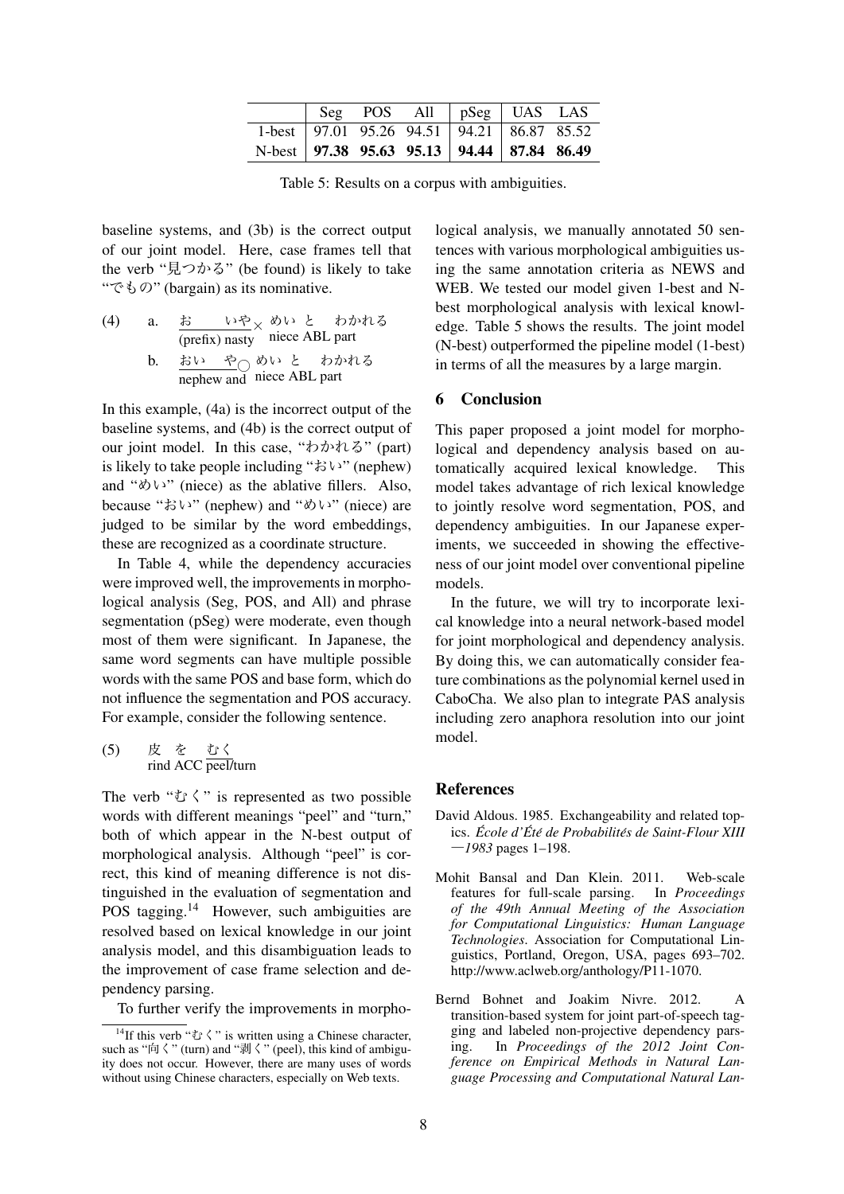|  | Seg | POS | All | pSeg | UAS | LAS |
|---|---|---|---|---|---|---|
| 1-best | 97.01 | 95.26 | 94.51 | 94.21 | 86.87 | 85.52 |
| N-best | **97.38** | **95.63** | **95.13** | **94.44** | **87.84** | **86.49** |

Table 5: Results on a corpus with ambiguities.

baseline systems, and (3b) is the correct output of our joint model. Here, case frames tell that the verb "見つかる" (be found) is likely to take "でもの" (bargain) as its nominative.

(4) a. お いや× めい と わかれる
(prefix) nasty niece ABL part

b. おい や○ めい と わかれる
nephew and niece ABL part

In this example, (4a) is the incorrect output of the baseline systems, and (4b) is the correct output of our joint model. In this case, "わかれる" (part) is likely to take people including "おい" (nephew) and "めい" (niece) as the ablative fillers. Also, because "おい" (nephew) and "めい" (niece) are judged to be similar by the word embeddings, these are recognized as a coordinate structure.

In Table 4, while the dependency accuracies were improved well, the improvements in morphological analysis (Seg, POS, and All) and phrase segmentation (pSeg) were moderate, even though most of them were significant. In Japanese, the same word segments can have multiple possible words with the same POS and base form, which do not influence the segmentation and POS accuracy. For example, consider the following sentence.

(5) 皮 を むく
rind ACC peel/turn

The verb "むく" is represented as two possible words with different meanings "peel" and "turn," both of which appear in the N-best output of morphological analysis. Although "peel" is correct, this kind of meaning difference is not distinguished in the evaluation of segmentation and POS tagging.[14] However, such ambiguities are resolved based on lexical knowledge in our joint analysis model, and this disambiguation leads to the improvement of case frame selection and dependency parsing.

To further verify the improvements in morphological analysis, we manually annotated 50 sentences with various morphological ambiguities using the same annotation criteria as NEWS and WEB. We tested our model given 1-best and N-best morphological analysis with lexical knowledge. Table 5 shows the results. The joint model (N-best) outperformed the pipeline model (1-best) in terms of all the measures by a large margin.

## 6 Conclusion

This paper proposed a joint model for morphological and dependency analysis based on automatically acquired lexical knowledge. This model takes advantage of rich lexical knowledge to jointly resolve word segmentation, POS, and dependency ambiguities. In our Japanese experiments, we succeeded in showing the effectiveness of our joint model over conventional pipeline models.

In the future, we will try to incorporate lexical knowledge into a neural network-based model for joint morphological and dependency analysis. By doing this, we can automatically consider feature combinations as the polynomial kernel used in CaboCha. We also plan to integrate PAS analysis including zero anaphora resolution into our joint model.

[14] If this verb "むく" is written using a Chinese character, such as "向く" (turn) and "剥く" (peel), this kind of ambiguity does not occur. However, there are many uses of words without using Chinese characters, especially on Web texts.

## References

David Aldous. 1985. Exchangeability and related topics. *École d'Été de Probabilités de Saint-Flour XIII —1983* pages 1–198.

Mohit Bansal and Dan Klein. 2011. Web-scale features for full-scale parsing. In *Proceedings of the 49th Annual Meeting of the Association for Computational Linguistics: Human Language Technologies*. Association for Computational Linguistics, Portland, Oregon, USA, pages 693–702. http://www.aclweb.org/anthology/P11-1070.

Bernd Bohnet and Joakim Nivre. 2012. A transition-based system for joint part-of-speech tagging and labeled non-projective dependency parsing. In *Proceedings of the 2012 Joint Conference on Empirical Methods in Natural Language Processing and Computational Natural Lan-*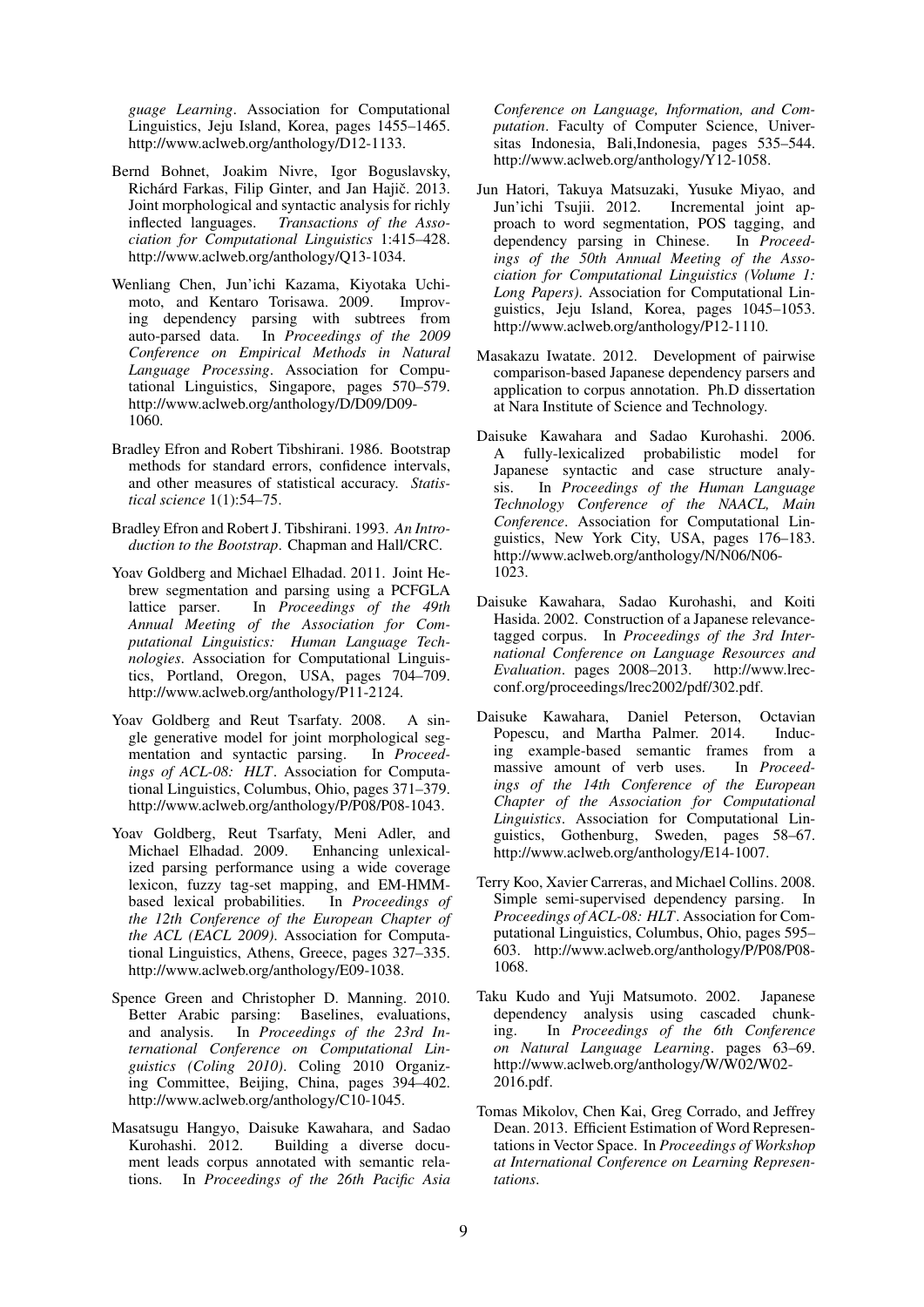*guage Learning*. Association for Computational Linguistics, Jeju Island, Korea, pages 1455–1465. http://www.aclweb.org/anthology/D12-1133.

Bernd Bohnet, Joakim Nivre, Igor Boguslavsky, Richárd Farkas, Filip Ginter, and Jan Hajič. 2013. Joint morphological and syntactic analysis for richly inflected languages. *Transactions of the Association for Computational Linguistics* 1:415–428. http://www.aclweb.org/anthology/Q13-1034.

Wenliang Chen, Jun'ichi Kazama, Kiyotaka Uchimoto, and Kentaro Torisawa. 2009. Improving dependency parsing with subtrees from auto-parsed data. In *Proceedings of the 2009 Conference on Empirical Methods in Natural Language Processing*. Association for Computational Linguistics, Singapore, pages 570–579. http://www.aclweb.org/anthology/D/D09/D09-1060.

Bradley Efron and Robert Tibshirani. 1986. Bootstrap methods for standard errors, confidence intervals, and other measures of statistical accuracy. *Statistical science* 1(1):54–75.

Bradley Efron and Robert J. Tibshirani. 1993. *An Introduction to the Bootstrap*. Chapman and Hall/CRC.

Yoav Goldberg and Michael Elhadad. 2011. Joint Hebrew segmentation and parsing using a PCFGLA lattice parser. In *Proceedings of the 49th Annual Meeting of the Association for Computational Linguistics: Human Language Technologies*. Association for Computational Linguistics, Portland, Oregon, USA, pages 704–709. http://www.aclweb.org/anthology/P11-2124.

Yoav Goldberg and Reut Tsarfaty. 2008. A single generative model for joint morphological segmentation and syntactic parsing. In *Proceedings of ACL-08: HLT*. Association for Computational Linguistics, Columbus, Ohio, pages 371–379. http://www.aclweb.org/anthology/P/P08/P08-1043.

Yoav Goldberg, Reut Tsarfaty, Meni Adler, and Michael Elhadad. 2009. Enhancing unlexicalized parsing performance using a wide coverage lexicon, fuzzy tag-set mapping, and EM-HMM-based lexical probabilities. In *Proceedings of the 12th Conference of the European Chapter of the ACL (EACL 2009)*. Association for Computational Linguistics, Athens, Greece, pages 327–335. http://www.aclweb.org/anthology/E09-1038.

Spence Green and Christopher D. Manning. 2010. Better Arabic parsing: Baselines, evaluations, and analysis. In *Proceedings of the 23rd International Conference on Computational Linguistics (Coling 2010)*. Coling 2010 Organizing Committee, Beijing, China, pages 394–402. http://www.aclweb.org/anthology/C10-1045.

Masatsugu Hangyo, Daisuke Kawahara, and Sadao Kurohashi. 2012. Building a diverse document leads corpus annotated with semantic relations. In *Proceedings of the 26th Pacific Asia Conference on Language, Information, and Computation*. Faculty of Computer Science, Universitas Indonesia, Bali,Indonesia, pages 535–544. http://www.aclweb.org/anthology/Y12-1058.

Jun Hatori, Takuya Matsuzaki, Yusuke Miyao, and Jun'ichi Tsujii. 2012. Incremental joint approach to word segmentation, POS tagging, and dependency parsing in Chinese. In *Proceedings of the 50th Annual Meeting of the Association for Computational Linguistics (Volume 1: Long Papers)*. Association for Computational Linguistics, Jeju Island, Korea, pages 1045–1053. http://www.aclweb.org/anthology/P12-1110.

Masakazu Iwatate. 2012. Development of pairwise comparison-based Japanese dependency parsers and application to corpus annotation. Ph.D dissertation at Nara Institute of Science and Technology.

Daisuke Kawahara and Sadao Kurohashi. 2006. A fully-lexicalized probabilistic model for Japanese syntactic and case structure analysis. In *Proceedings of the Human Language Technology Conference of the NAACL, Main Conference*. Association for Computational Linguistics, New York City, USA, pages 176–183. http://www.aclweb.org/anthology/N/N06/N06-1023.

Daisuke Kawahara, Sadao Kurohashi, and Koiti Hasida. 2002. Construction of a Japanese relevance-tagged corpus. In *Proceedings of the 3rd International Conference on Language Resources and Evaluation*. pages 2008–2013. http://www.lrec-conf.org/proceedings/lrec2002/pdf/302.pdf.

Daisuke Kawahara, Daniel Peterson, Octavian Popescu, and Martha Palmer. 2014. Inducing example-based semantic frames from a massive amount of verb uses. In *Proceedings of the 14th Conference of the European Chapter of the Association for Computational Linguistics*. Association for Computational Linguistics, Gothenburg, Sweden, pages 58–67. http://www.aclweb.org/anthology/E14-1007.

Terry Koo, Xavier Carreras, and Michael Collins. 2008. Simple semi-supervised dependency parsing. In *Proceedings of ACL-08: HLT*. Association for Computational Linguistics, Columbus, Ohio, pages 595–603. http://www.aclweb.org/anthology/P/P08/P08-1068.

Taku Kudo and Yuji Matsumoto. 2002. Japanese dependency analysis using cascaded chunking. In *Proceedings of the 6th Conference on Natural Language Learning*. pages 63–69. http://www.aclweb.org/anthology/W/W02/W02-2016.pdf.

Tomas Mikolov, Chen Kai, Greg Corrado, and Jeffrey Dean. 2013. Efficient Estimation of Word Representations in Vector Space. In *Proceedings of Workshop at International Conference on Learning Representations*.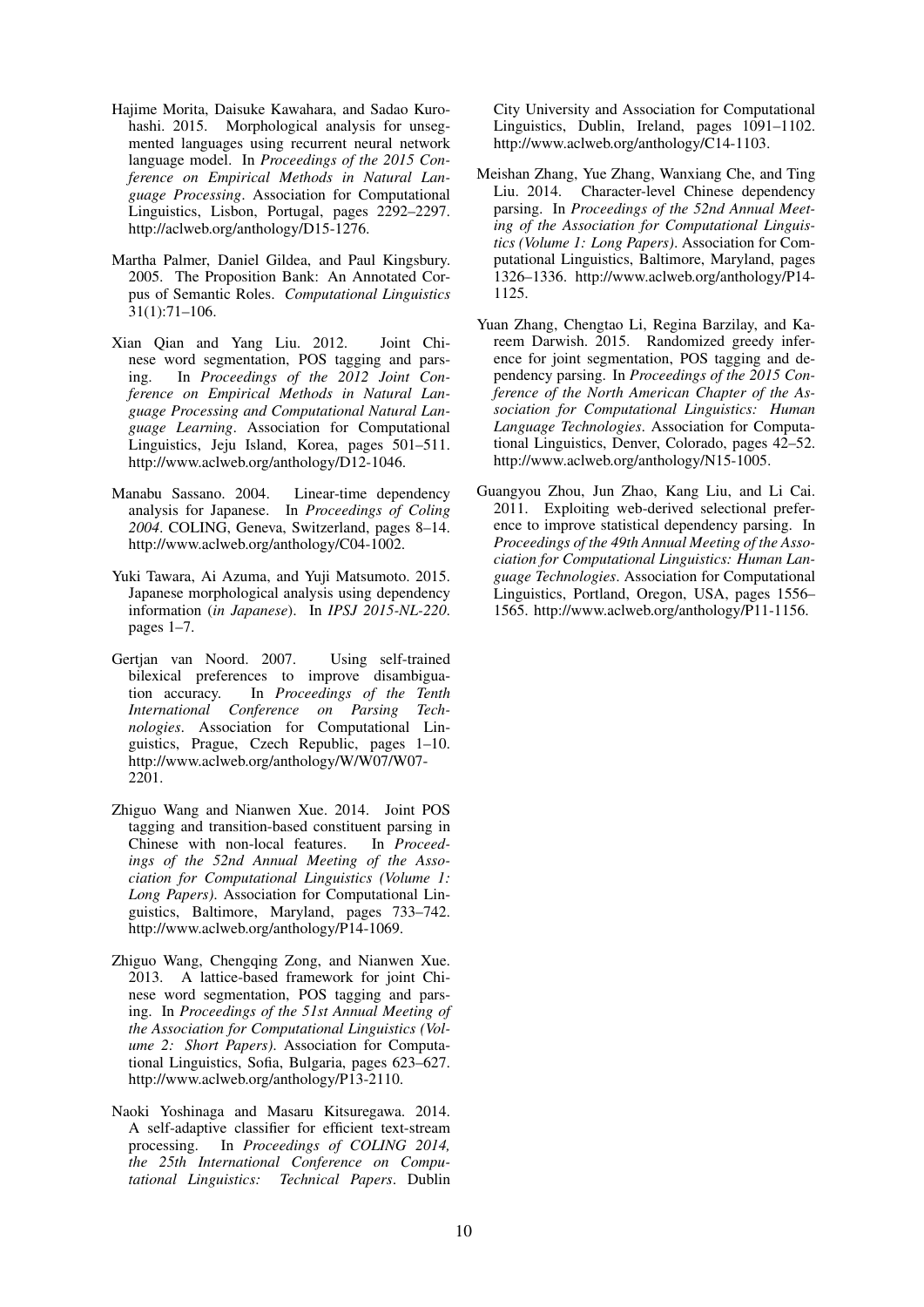Hajime Morita, Daisuke Kawahara, and Sadao Kurohashi. 2015. Morphological analysis for unsegmented languages using recurrent neural network language model. In *Proceedings of the 2015 Conference on Empirical Methods in Natural Language Processing*. Association for Computational Linguistics, Lisbon, Portugal, pages 2292–2297. http://aclweb.org/anthology/D15-1276.

Martha Palmer, Daniel Gildea, and Paul Kingsbury. 2005. The Proposition Bank: An Annotated Corpus of Semantic Roles. *Computational Linguistics* 31(1):71–106.

Xian Qian and Yang Liu. 2012. Joint Chinese word segmentation, POS tagging and parsing. In *Proceedings of the 2012 Joint Conference on Empirical Methods in Natural Language Processing and Computational Natural Language Learning*. Association for Computational Linguistics, Jeju Island, Korea, pages 501–511. http://www.aclweb.org/anthology/D12-1046.

Manabu Sassano. 2004. Linear-time dependency analysis for Japanese. In *Proceedings of Coling 2004*. COLING, Geneva, Switzerland, pages 8–14. http://www.aclweb.org/anthology/C04-1002.

Yuki Tawara, Ai Azuma, and Yuji Matsumoto. 2015. Japanese morphological analysis using dependency information (*in Japanese*). In *IPSJ 2015-NL-220*. pages 1–7.

Gertjan van Noord. 2007. Using self-trained bilexical preferences to improve disambiguation accuracy. In *Proceedings of the Tenth International Conference on Parsing Technologies*. Association for Computational Linguistics, Prague, Czech Republic, pages 1–10. http://www.aclweb.org/anthology/W/W07/W07-2201.

Zhiguo Wang and Nianwen Xue. 2014. Joint POS tagging and transition-based constituent parsing in Chinese with non-local features. In *Proceedings of the 52nd Annual Meeting of the Association for Computational Linguistics (Volume 1: Long Papers)*. Association for Computational Linguistics, Baltimore, Maryland, pages 733–742. http://www.aclweb.org/anthology/P14-1069.

Zhiguo Wang, Chengqing Zong, and Nianwen Xue. 2013. A lattice-based framework for joint Chinese word segmentation, POS tagging and parsing. In *Proceedings of the 51st Annual Meeting of the Association for Computational Linguistics (Volume 2: Short Papers)*. Association for Computational Linguistics, Sofia, Bulgaria, pages 623–627. http://www.aclweb.org/anthology/P13-2110.

Naoki Yoshinaga and Masaru Kitsuregawa. 2014. A self-adaptive classifier for efficient text-stream processing. In *Proceedings of COLING 2014, the 25th International Conference on Computational Linguistics: Technical Papers*. Dublin City University and Association for Computational Linguistics, Dublin, Ireland, pages 1091–1102. http://www.aclweb.org/anthology/C14-1103.

Meishan Zhang, Yue Zhang, Wanxiang Che, and Ting Liu. 2014. Character-level Chinese dependency parsing. In *Proceedings of the 52nd Annual Meeting of the Association for Computational Linguistics (Volume 1: Long Papers)*. Association for Computational Linguistics, Baltimore, Maryland, pages 1326–1336. http://www.aclweb.org/anthology/P14-1125.

Yuan Zhang, Chengtao Li, Regina Barzilay, and Kareem Darwish. 2015. Randomized greedy inference for joint segmentation, POS tagging and dependency parsing. In *Proceedings of the 2015 Conference of the North American Chapter of the Association for Computational Linguistics: Human Language Technologies*. Association for Computational Linguistics, Denver, Colorado, pages 42–52. http://www.aclweb.org/anthology/N15-1005.

Guangyou Zhou, Jun Zhao, Kang Liu, and Li Cai. 2011. Exploiting web-derived selectional preference to improve statistical dependency parsing. In *Proceedings of the 49th Annual Meeting of the Association for Computational Linguistics: Human Language Technologies*. Association for Computational Linguistics, Portland, Oregon, USA, pages 1556–1565. http://www.aclweb.org/anthology/P11-1156.